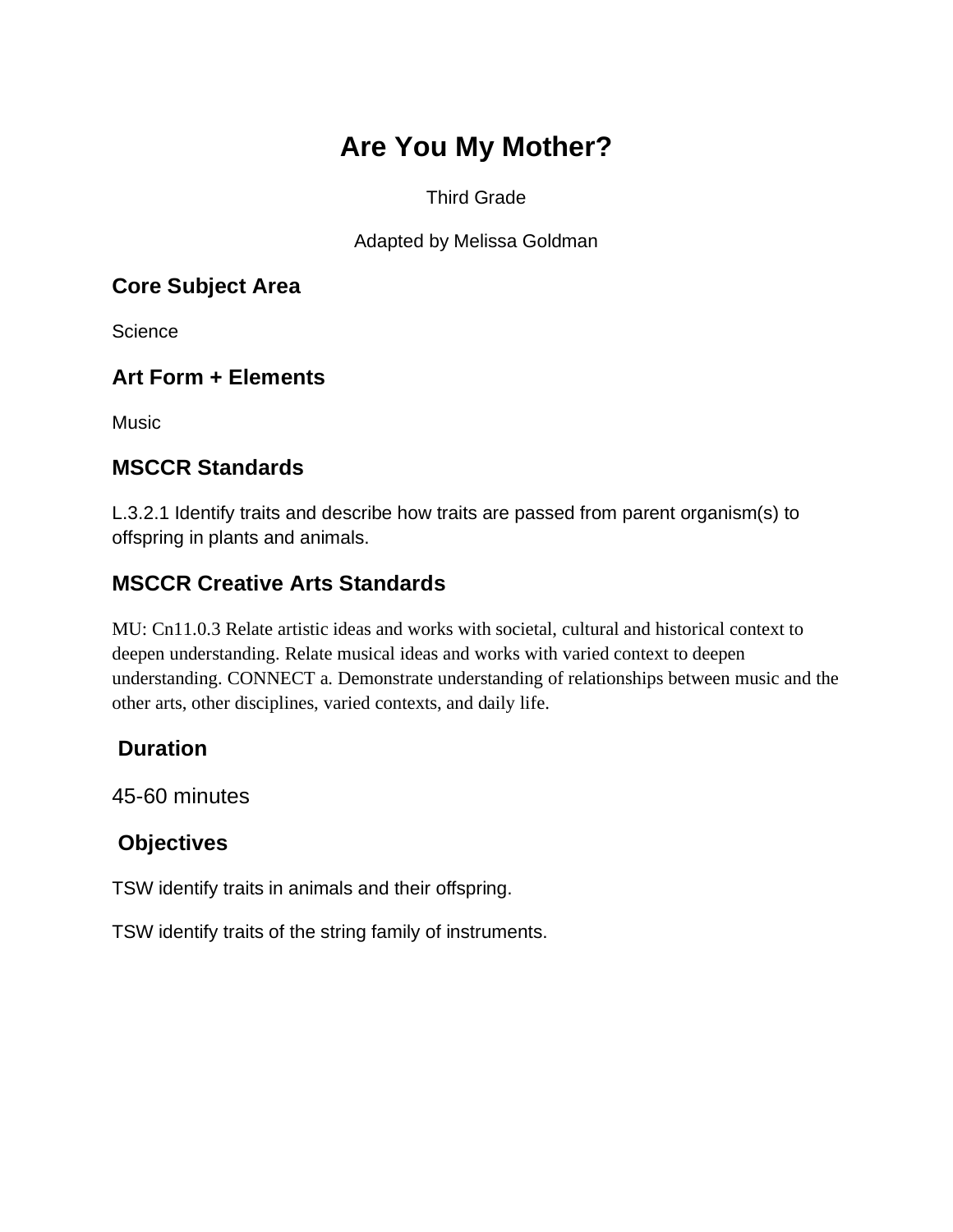# Are You My Mother?

Third Grade

Adapted by Melissa Goldman

## Core Subject Area

Science

## Art Form + Elements

Music

## MSCCR Standards

L.3.2.1 Identify traits and describe how traits are passed from parent organism(s) to offspring in plants and animals.

## MSCCR Creative Arts Standards

MU: Cn11.0.3 Relate artistic ideas and works with societal, cultural and historical context to deepen understanding. Relate musical ideas and works with varied context to deepen understanding. CONNECT a. Demonstrate understanding of relationships between music and the other arts, other disciplines, varied contexts, and daily life.

## Duration

45-60 minutes

## Objectives

TSW identify traits in animals and their offspring.

TSW identify traits of the string family of instruments.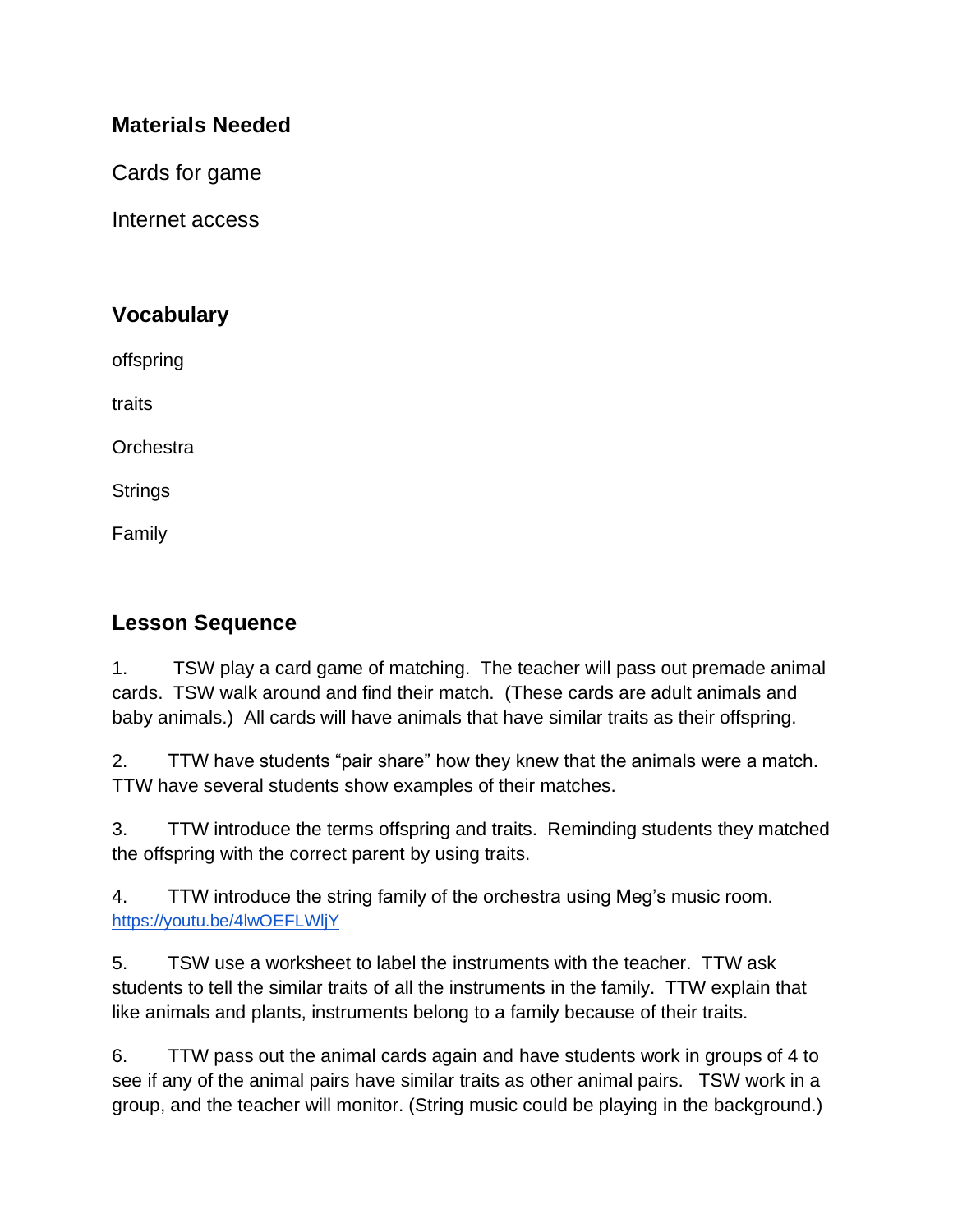## Materials Needed

Cards for game

Internet access

## Vocabulary

offspring

traits

Orchestra

Strings

Family

## Lesson Sequence

1. TSW play a card game of matching. The teacher will pass out premade animal cards. TSW walk around and find their match. (These cards are adult animals and baby animals.) All cards will have animals that have similar traits as their offspring.

2. TTW have students "pair share" how they knew that the animals were a match. TTW have several students show examples of their matches.

3. TTW introduce the terms offspring and traits. Reminding students they matched the offspring with the correct parent by using traits.

4. TTW introduce the string family of the orchestra using Meg's music room. https://youtu.be/4lwOEFLWljY

5. TSW use a worksheet to label the instruments with the teacher. TTW ask students to tell the similar traits of all the instruments in the family. TTW explain that like animals and plants, instruments belong to a family because of their traits.

6. TTW pass out the animal cards again and have students work in groups of 4 to see if any of the animal pairs have similar traits as other animal pairs. TSW work in a group, and the teacher will monitor. (String music could be playing in the background.)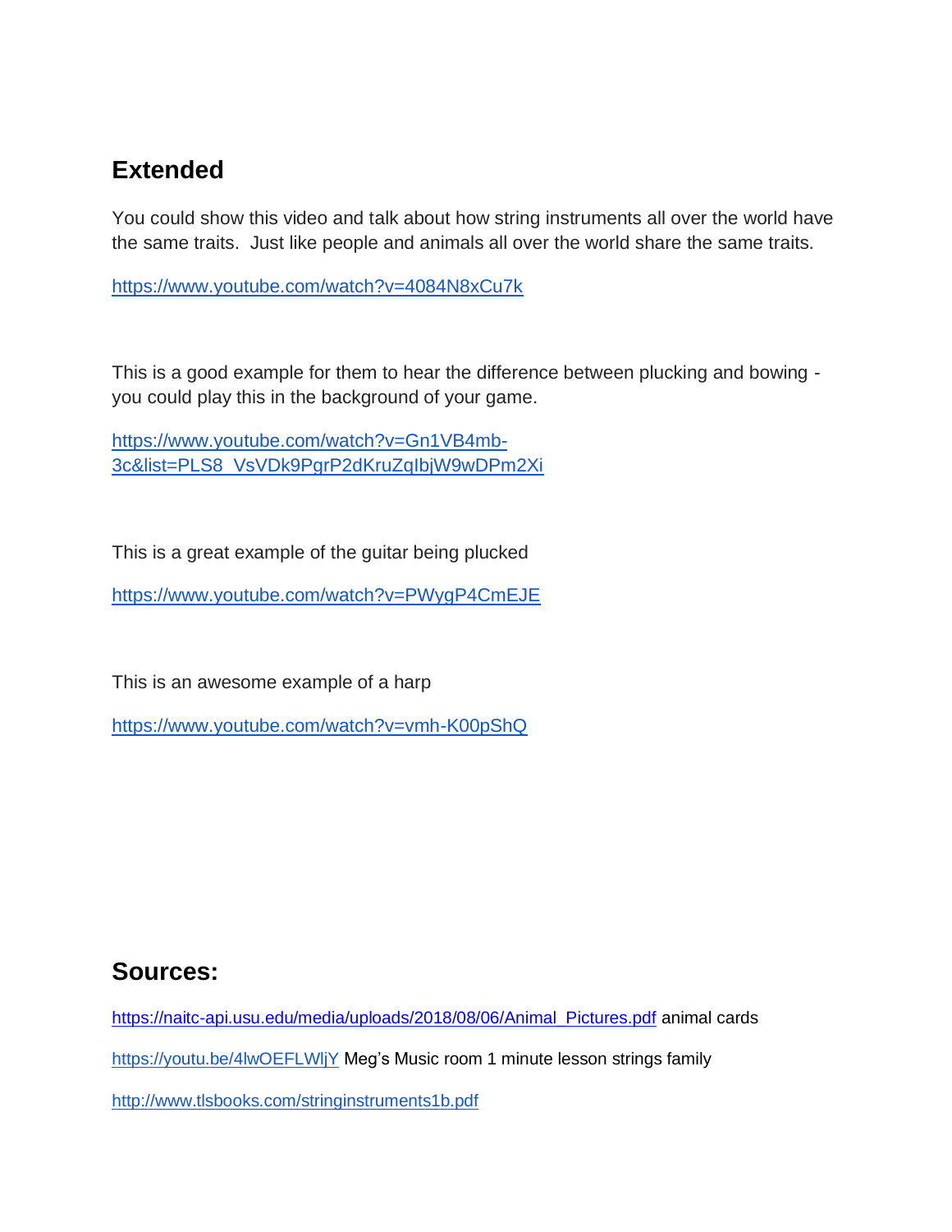## Extended

You could show this video and talk about how string instruments all over the world have the same traits. Just like people and animals all over the world share the same traits.

https://www.youtube.com/watch?v=4084N8xCu7k

This is a good example for them to hear the difference between plucking and bowing - you could play this in the background of your game.

https://www.youtube.com/watch?v=Gn1VB4mb-3c&list=PLS8_VsVDk9PgrP2dKruZqIbjW9wDPm2Xi

This is a great example of the guitar being plucked

https://www.youtube.com/watch?v=PWygP4CmEJE

This is an awesome example of a harp

https://www.youtube.com/watch?v=vmh-K00pShQ

## Sources:

https://naitc-api.usu.edu/media/uploads/2018/08/06/Animal_Pictures.pdf animal cards

https://youtu.be/4lwOEFLWljY Meg's Music room 1 minute lesson strings family

http://www.tlsbooks.com/stringinstruments1b.pdf